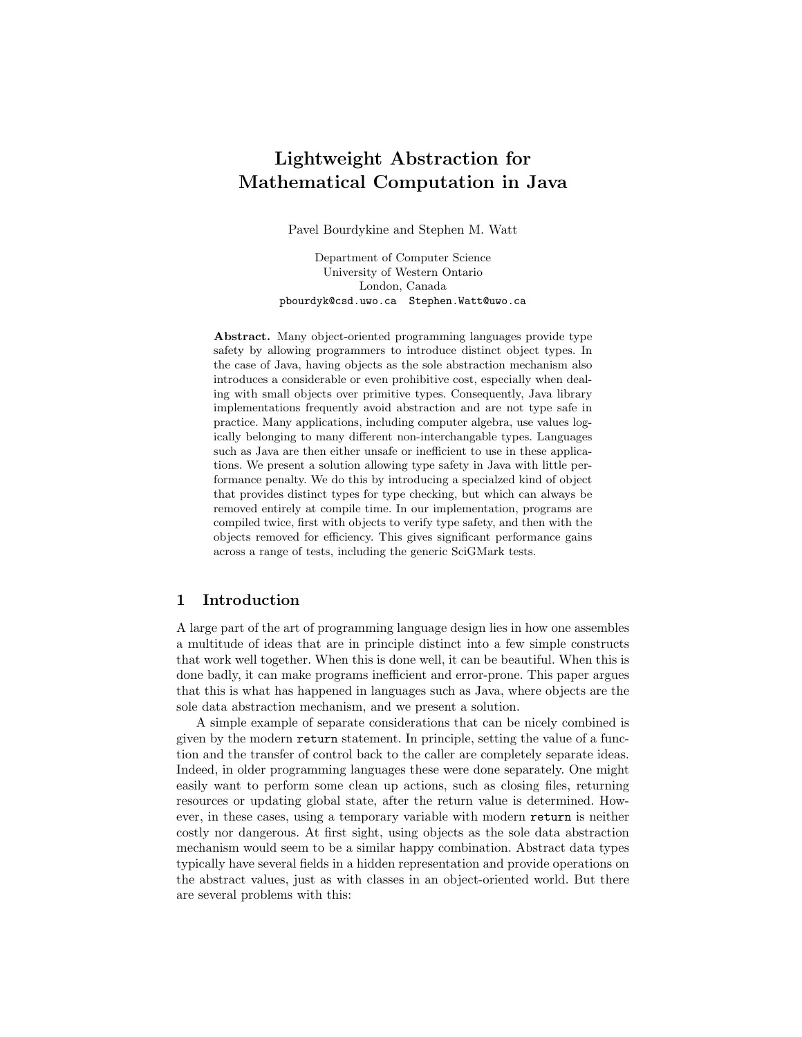# Lightweight Abstraction for Mathematical Computation in Java

Pavel Bourdykine and Stephen M. Watt

Department of Computer Science
University of Western Ontario
London, Canada
`pbourdyk@csd.uwo.ca` `Stephen.Watt@uwo.ca`

**Abstract.** Many object-oriented programming languages provide type safety by allowing programmers to introduce distinct object types. In the case of Java, having objects as the sole abstraction mechanism also introduces a considerable or even prohibitive cost, especially when dealing with small objects over primitive types. Consequently, Java library implementations frequently avoid abstraction and are not type safe in practice. Many applications, including computer algebra, use values logically belonging to many different non-interchangable types. Languages such as Java are then either unsafe or inefficient to use in these applications. We present a solution allowing type safety in Java with little performance penalty. We do this by introducing a specialzed kind of object that provides distinct types for type checking, but which can always be removed entirely at compile time. In our implementation, programs are compiled twice, first with objects to verify type safety, and then with the objects removed for efficiency. This gives significant performance gains across a range of tests, including the generic SciGMark tests.

## 1 Introduction

A large part of the art of programming language design lies in how one assembles a multitude of ideas that are in principle distinct into a few simple constructs that work well together. When this is done well, it can be beautiful. When this is done badly, it can make programs inefficient and error-prone. This paper argues that this is what has happened in languages such as Java, where objects are the sole data abstraction mechanism, and we present a solution.

A simple example of separate considerations that can be nicely combined is given by the modern `return` statement. In principle, setting the value of a function and the transfer of control back to the caller are completely separate ideas. Indeed, in older programming languages these were done separately. One might easily want to perform some clean up actions, such as closing files, returning resources or updating global state, after the return value is determined. However, in these cases, using a temporary variable with modern `return` is neither costly nor dangerous. At first sight, using objects as the sole data abstraction mechanism would seem to be a similar happy combination. Abstract data types typically have several fields in a hidden representation and provide operations on the abstract values, just as with classes in an object-oriented world. But there are several problems with this: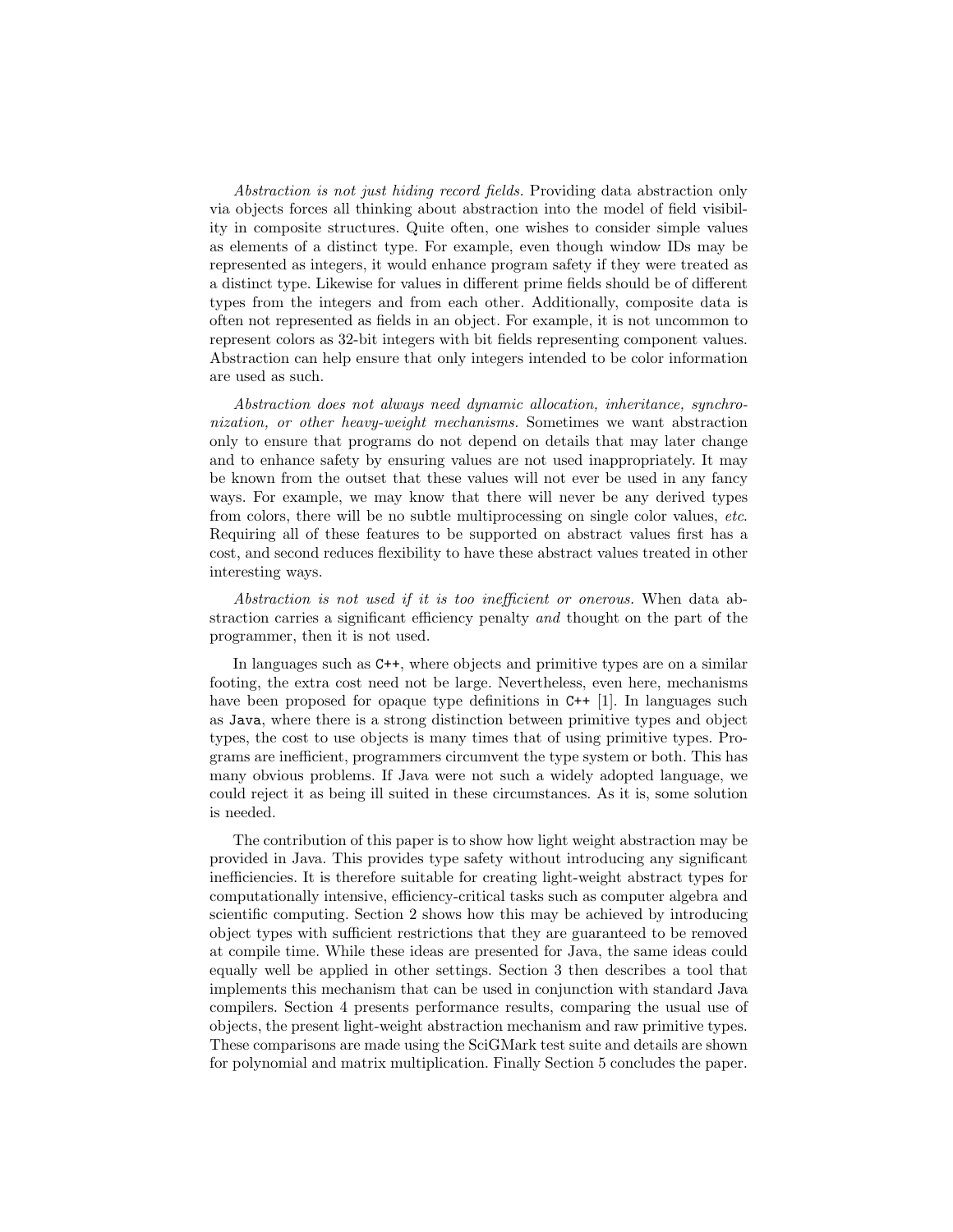*Abstraction is not just hiding record fields.* Providing data abstraction only via objects forces all thinking about abstraction into the model of field visibility in composite structures. Quite often, one wishes to consider simple values as elements of a distinct type. For example, even though window IDs may be represented as integers, it would enhance program safety if they were treated as a distinct type. Likewise for values in different prime fields should be of different types from the integers and from each other. Additionally, composite data is often not represented as fields in an object. For example, it is not uncommon to represent colors as 32-bit integers with bit fields representing component values. Abstraction can help ensure that only integers intended to be color information are used as such.

*Abstraction does not always need dynamic allocation, inheritance, synchronization, or other heavy-weight mechanisms.* Sometimes we want abstraction only to ensure that programs do not depend on details that may later change and to enhance safety by ensuring values are not used inappropriately. It may be known from the outset that these values will not ever be used in any fancy ways. For example, we may know that there will never be any derived types from colors, there will be no subtle multiprocessing on single color values, *etc.* Requiring all of these features to be supported on abstract values first has a cost, and second reduces flexibility to have these abstract values treated in other interesting ways.

*Abstraction is not used if it is too inefficient or onerous.* When data abstraction carries a significant efficiency penalty *and* thought on the part of the programmer, then it is not used.

In languages such as `C++`, where objects and primitive types are on a similar footing, the extra cost need not be large. Nevertheless, even here, mechanisms have been proposed for opaque type definitions in `C++` [1]. In languages such as `Java`, where there is a strong distinction between primitive types and object types, the cost to use objects is many times that of using primitive types. Programs are inefficient, programmers circumvent the type system or both. This has many obvious problems. If Java were not such a widely adopted language, we could reject it as being ill suited in these circumstances. As it is, some solution is needed.

The contribution of this paper is to show how light weight abstraction may be provided in Java. This provides type safety without introducing any significant inefficiencies. It is therefore suitable for creating light-weight abstract types for computationally intensive, efficiency-critical tasks such as computer algebra and scientific computing. Section 2 shows how this may be achieved by introducing object types with sufficient restrictions that they are guaranteed to be removed at compile time. While these ideas are presented for Java, the same ideas could equally well be applied in other settings. Section 3 then describes a tool that implements this mechanism that can be used in conjunction with standard Java compilers. Section 4 presents performance results, comparing the usual use of objects, the present light-weight abstraction mechanism and raw primitive types. These comparisons are made using the SciGMark test suite and details are shown for polynomial and matrix multiplication. Finally Section 5 concludes the paper.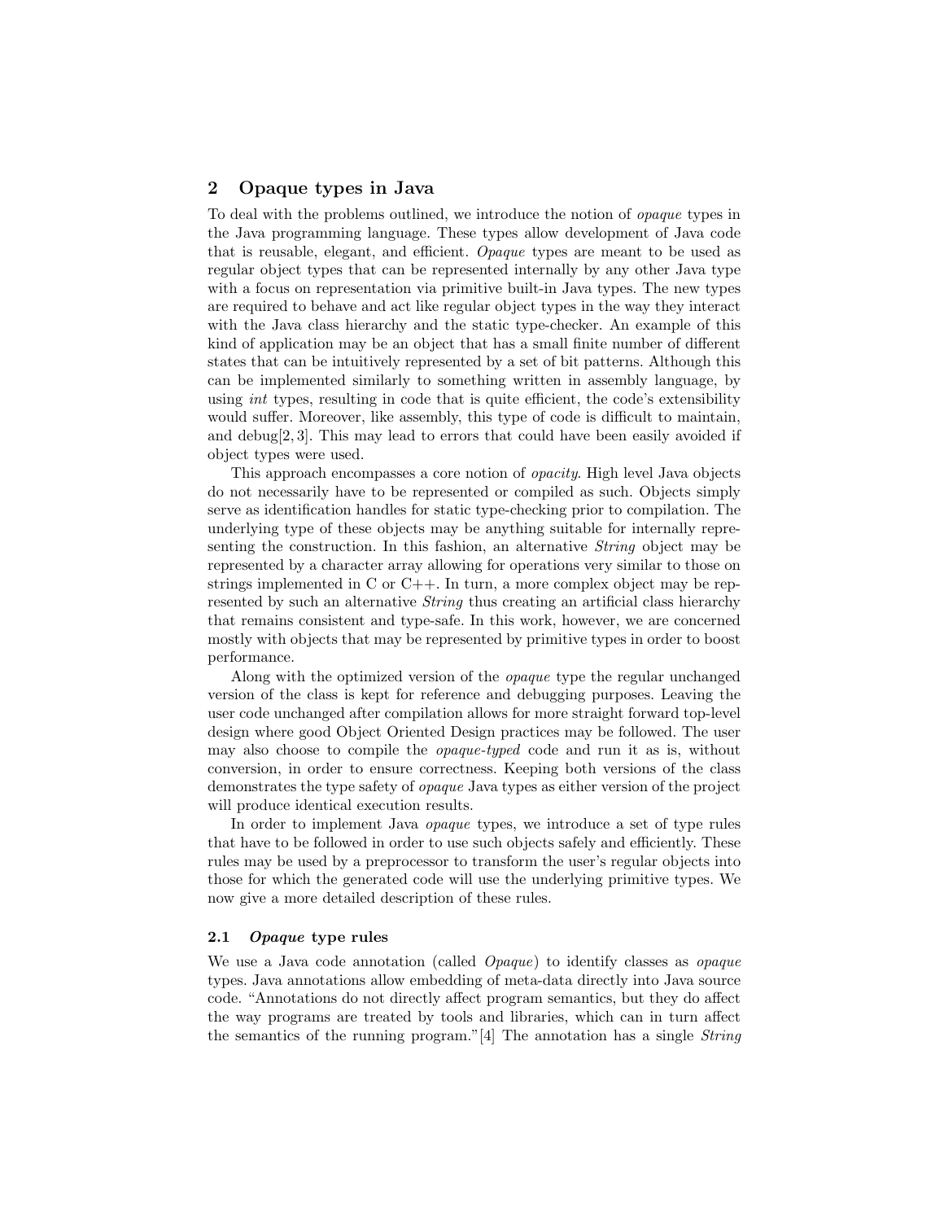## 2 Opaque types in Java

To deal with the problems outlined, we introduce the notion of *opaque* types in the Java programming language. These types allow development of Java code that is reusable, elegant, and efficient. *Opaque* types are meant to be used as regular object types that can be represented internally by any other Java type with a focus on representation via primitive built-in Java types. The new types are required to behave and act like regular object types in the way they interact with the Java class hierarchy and the static type-checker. An example of this kind of application may be an object that has a small finite number of different states that can be intuitively represented by a set of bit patterns. Although this can be implemented similarly to something written in assembly language, by using *int* types, resulting in code that is quite efficient, the code's extensibility would suffer. Moreover, like assembly, this type of code is difficult to maintain, and debug[2, 3]. This may lead to errors that could have been easily avoided if object types were used.

This approach encompasses a core notion of *opacity*. High level Java objects do not necessarily have to be represented or compiled as such. Objects simply serve as identification handles for static type-checking prior to compilation. The underlying type of these objects may be anything suitable for internally representing the construction. In this fashion, an alternative *String* object may be represented by a character array allowing for operations very similar to those on strings implemented in C or C++. In turn, a more complex object may be represented by such an alternative *String* thus creating an artificial class hierarchy that remains consistent and type-safe. In this work, however, we are concerned mostly with objects that may be represented by primitive types in order to boost performance.

Along with the optimized version of the *opaque* type the regular unchanged version of the class is kept for reference and debugging purposes. Leaving the user code unchanged after compilation allows for more straight forward top-level design where good Object Oriented Design practices may be followed. The user may also choose to compile the *opaque-typed* code and run it as is, without conversion, in order to ensure correctness. Keeping both versions of the class demonstrates the type safety of *opaque* Java types as either version of the project will produce identical execution results.

In order to implement Java *opaque* types, we introduce a set of type rules that have to be followed in order to use such objects safely and efficiently. These rules may be used by a preprocessor to transform the user's regular objects into those for which the generated code will use the underlying primitive types. We now give a more detailed description of these rules.

### 2.1 *Opaque* type rules

We use a Java code annotation (called *Opaque*) to identify classes as *opaque* types. Java annotations allow embedding of meta-data directly into Java source code. "Annotations do not directly affect program semantics, but they do affect the way programs are treated by tools and libraries, which can in turn affect the semantics of the running program."[4] The annotation has a single *String*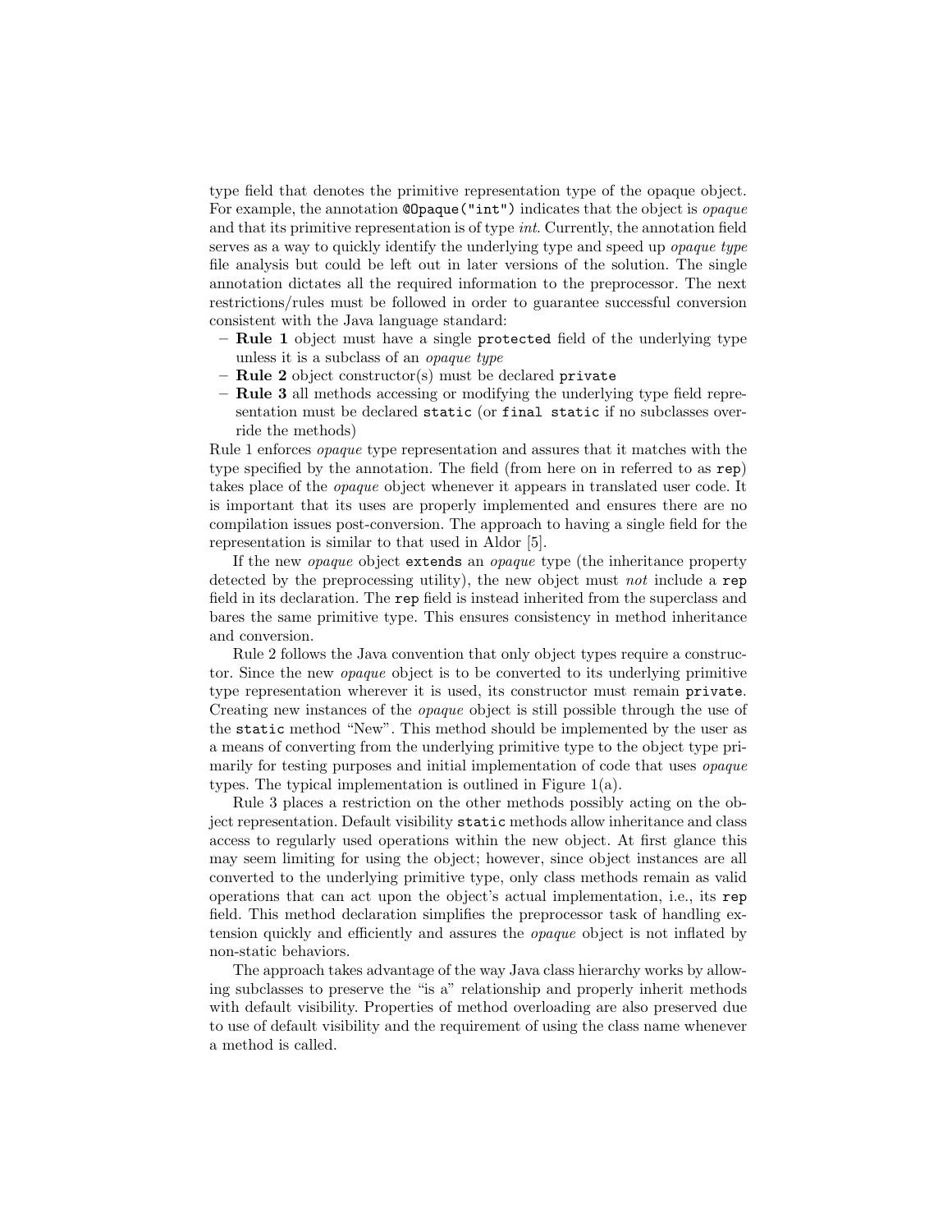type field that denotes the primitive representation type of the opaque object. For example, the annotation `@Opaque("int")` indicates that the object is *opaque* and that its primitive representation is of type *int*. Currently, the annotation field serves as a way to quickly identify the underlying type and speed up *opaque type* file analysis but could be left out in later versions of the solution. The single annotation dictates all the required information to the preprocessor. The next restrictions/rules must be followed in order to guarantee successful conversion consistent with the Java language standard:

- **Rule 1** object must have a single `protected` field of the underlying type unless it is a subclass of an *opaque type*
- **Rule 2** object constructor(s) must be declared `private`
- **Rule 3** all methods accessing or modifying the underlying type field representation must be declared `static` (or `final static` if no subclasses override the methods)

Rule 1 enforces *opaque* type representation and assures that it matches with the type specified by the annotation. The field (from here on in referred to as `rep`) takes place of the *opaque* object whenever it appears in translated user code. It is important that its uses are properly implemented and ensures there are no compilation issues post-conversion. The approach to having a single field for the representation is similar to that used in Aldor [5].

If the new *opaque* object `extends` an *opaque* type (the inheritance property detected by the preprocessing utility), the new object must *not* include a `rep` field in its declaration. The `rep` field is instead inherited from the superclass and bares the same primitive type. This ensures consistency in method inheritance and conversion.

Rule 2 follows the Java convention that only object types require a constructor. Since the new *opaque* object is to be converted to its underlying primitive type representation wherever it is used, its constructor must remain `private`. Creating new instances of the *opaque* object is still possible through the use of the `static` method "New". This method should be implemented by the user as a means of converting from the underlying primitive type to the object type primarily for testing purposes and initial implementation of code that uses *opaque* types. The typical implementation is outlined in Figure 1(a).

Rule 3 places a restriction on the other methods possibly acting on the object representation. Default visibility `static` methods allow inheritance and class access to regularly used operations within the new object. At first glance this may seem limiting for using the object; however, since object instances are all converted to the underlying primitive type, only class methods remain as valid operations that can act upon the object's actual implementation, i.e., its `rep` field. This method declaration simplifies the preprocessor task of handling extension quickly and efficiently and assures the *opaque* object is not inflated by non-static behaviors.

The approach takes advantage of the way Java class hierarchy works by allowing subclasses to preserve the "is a" relationship and properly inherit methods with default visibility. Properties of method overloading are also preserved due to use of default visibility and the requirement of using the class name whenever a method is called.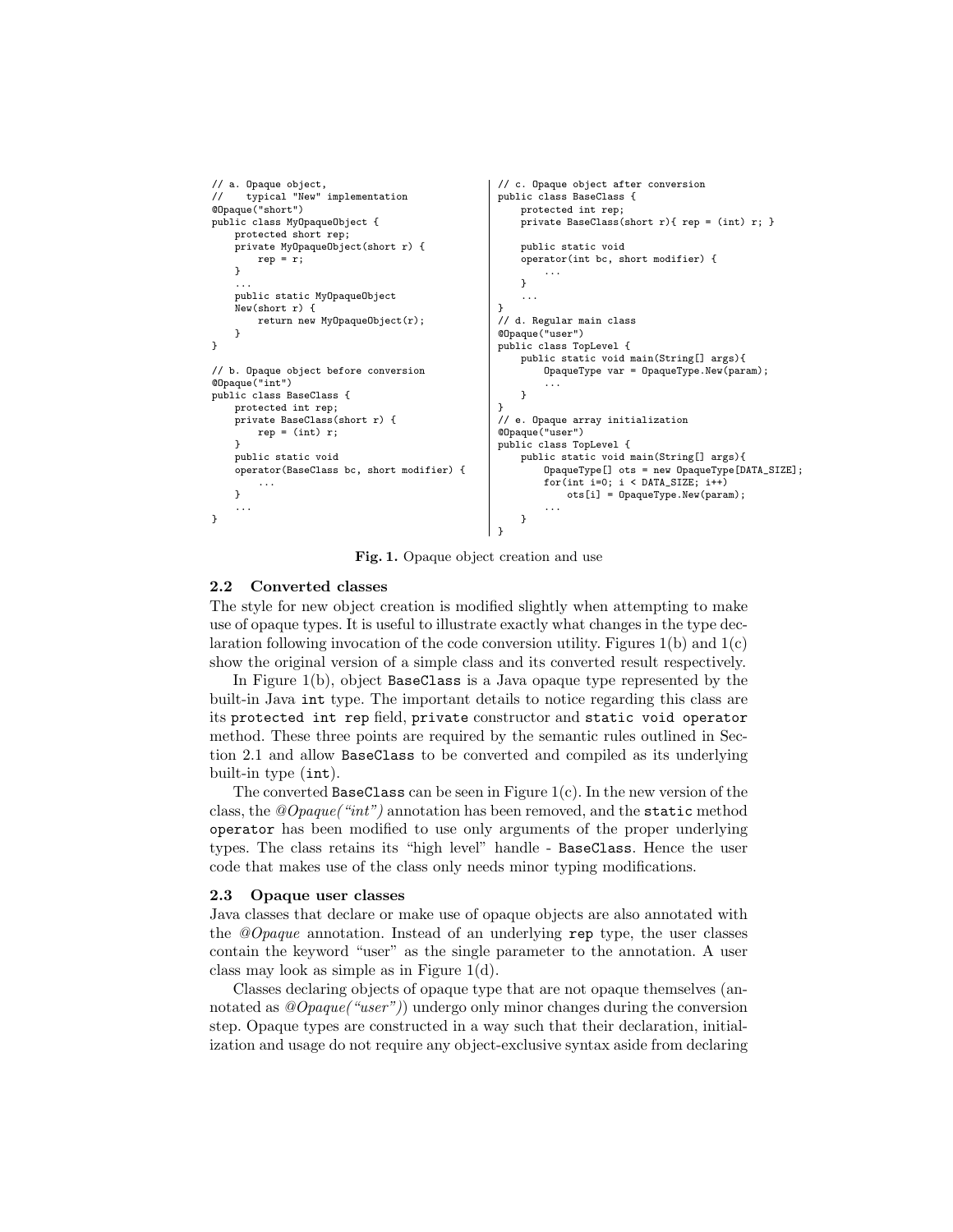```java
// a. Opaque object,
//    typical "New" implementation
@Opaque("short")
public class MyOpaqueObject {
    protected short rep;
    private MyOpaqueObject(short r) {
        rep = r;
    }
    ...
    public static MyOpaqueObject
    New(short r) {
        return new MyOpaqueObject(r);
    }
}

// b. Opaque object before conversion
@Opaque("int")
public class BaseClass {
    protected int rep;
    private BaseClass(short r) {
        rep = (int) r;
    }
    public static void
    operator(BaseClass bc, short modifier) {
        ...
    }
    ...
}
```

```java
// c. Opaque object after conversion
public class BaseClass {
    protected int rep;
    private BaseClass(short r){ rep = (int) r; }

    public static void
    operator(int bc, short modifier) {
        ...
    }
    ...
}
// d. Regular main class
@Opaque("user")
public class TopLevel {
    public static void main(String[] args){
        OpaqueType var = OpaqueType.New(param);
        ...
    }
}
// e. Opaque array initialization
@Opaque("user")
public class TopLevel {
    public static void main(String[] args){
        OpaqueType[] ots = new OpaqueType[DATA_SIZE];
        for(int i=0; i < DATA_SIZE; i++)
            ots[i] = OpaqueType.New(param);
        ...
    }
}
```

**Fig. 1.** Opaque object creation and use

### 2.2 Converted classes

The style for new object creation is modified slightly when attempting to make use of opaque types. It is useful to illustrate exactly what changes in the type declaration following invocation of the code conversion utility. Figures 1(b) and 1(c) show the original version of a simple class and its converted result respectively.

In Figure 1(b), object `BaseClass` is a Java opaque type represented by the built-in Java `int` type. The important details to notice regarding this class are its `protected int rep` field, `private` constructor and `static void operator` method. These three points are required by the semantic rules outlined in Section 2.1 and allow `BaseClass` to be converted and compiled as its underlying built-in type (`int`).

The converted `BaseClass` can be seen in Figure 1(c). In the new version of the class, the *@Opaque("int")* annotation has been removed, and the `static` method `operator` has been modified to use only arguments of the proper underlying types. The class retains its "high level" handle - `BaseClass`. Hence the user code that makes use of the class only needs minor typing modifications.

### 2.3 Opaque user classes

Java classes that declare or make use of opaque objects are also annotated with the *@Opaque* annotation. Instead of an underlying `rep` type, the user classes contain the keyword "user" as the single parameter to the annotation. A user class may look as simple as in Figure 1(d).

Classes declaring objects of opaque type that are not opaque themselves (annotated as *@Opaque("user")*) undergo only minor changes during the conversion step. Opaque types are constructed in a way such that their declaration, initialization and usage do not require any object-exclusive syntax aside from declaring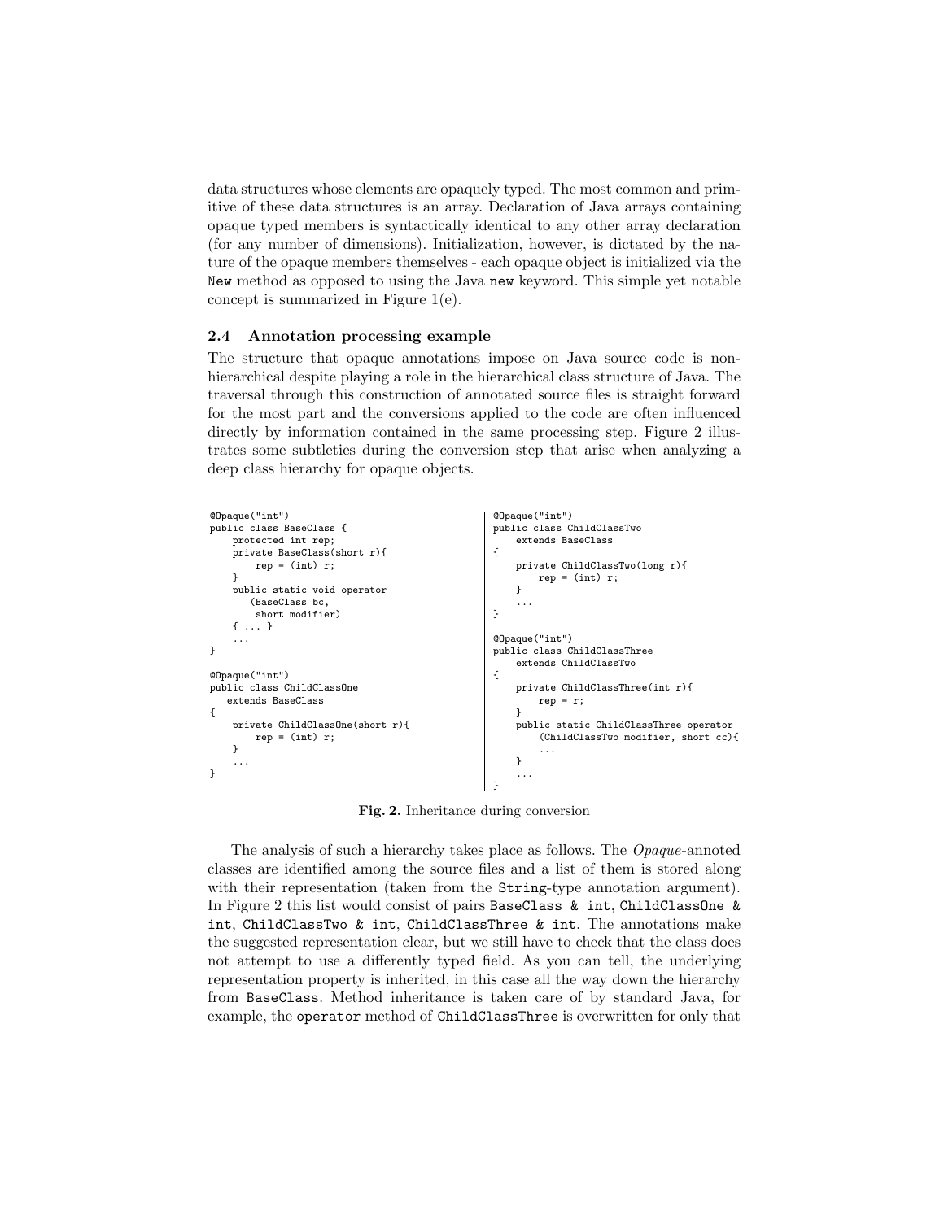data structures whose elements are opaquely typed. The most common and primitive of these data structures is an array. Declaration of Java arrays containing opaque typed members is syntactically identical to any other array declaration (for any number of dimensions). Initialization, however, is dictated by the nature of the opaque members themselves - each opaque object is initialized via the `New` method as opposed to using the Java `new` keyword. This simple yet notable concept is summarized in Figure 1(e).

### 2.4 Annotation processing example

The structure that opaque annotations impose on Java source code is non-hierarchical despite playing a role in the hierarchical class structure of Java. The traversal through this construction of annotated source files is straight forward for the most part and the conversions applied to the code are often influenced directly by information contained in the same processing step. Figure 2 illustrates some subtleties during the conversion step that arise when analyzing a deep class hierarchy for opaque objects.

```
@Opaque("int")
public class BaseClass {
    protected int rep;
    private BaseClass(short r){
        rep = (int) r;
    }
    public static void operator
       (BaseClass bc,
        short modifier)
    { ... }
    ...
}

@Opaque("int")
public class ChildClassOne
   extends BaseClass
{
    private ChildClassOne(short r){
        rep = (int) r;
    }
    ...
}
```

```
@Opaque("int")
public class ChildClassTwo
    extends BaseClass
{
    private ChildClassTwo(long r){
        rep = (int) r;
    }
    ...
}

@Opaque("int")
public class ChildClassThree
    extends ChildClassTwo
{
    private ChildClassThree(int r){
        rep = r;
    }
    public static ChildClassThree operator
        (ChildClassTwo modifier, short cc){
        ...
    }
    ...
}
```

**Fig. 2.** Inheritance during conversion

The analysis of such a hierarchy takes place as follows. The *Opaque*-annoted classes are identified among the source files and a list of them is stored along with their representation (taken from the `String`-type annotation argument). In Figure 2 this list would consist of pairs `BaseClass & int`, `ChildClassOne & int`, `ChildClassTwo & int`, `ChildClassThree & int`. The annotations make the suggested representation clear, but we still have to check that the class does not attempt to use a differently typed field. As you can tell, the underlying representation property is inherited, in this case all the way down the hierarchy from `BaseClass`. Method inheritance is taken care of by standard Java, for example, the `operator` method of `ChildClassThree` is overwritten for only that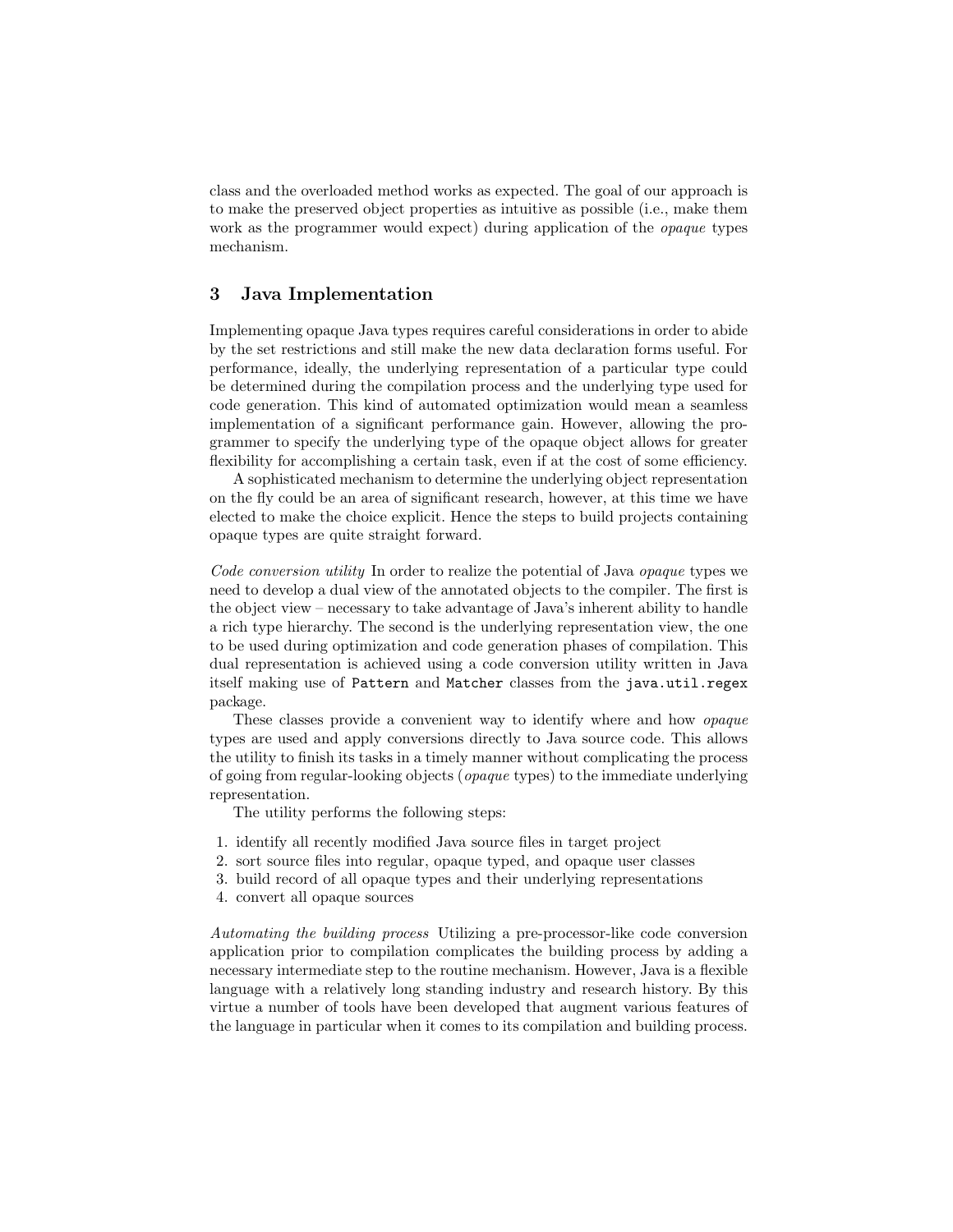class and the overloaded method works as expected. The goal of our approach is to make the preserved object properties as intuitive as possible (i.e., make them work as the programmer would expect) during application of the *opaque* types mechanism.

## 3 Java Implementation

Implementing opaque Java types requires careful considerations in order to abide by the set restrictions and still make the new data declaration forms useful. For performance, ideally, the underlying representation of a particular type could be determined during the compilation process and the underlying type used for code generation. This kind of automated optimization would mean a seamless implementation of a significant performance gain. However, allowing the programmer to specify the underlying type of the opaque object allows for greater flexibility for accomplishing a certain task, even if at the cost of some efficiency.

A sophisticated mechanism to determine the underlying object representation on the fly could be an area of significant research, however, at this time we have elected to make the choice explicit. Hence the steps to build projects containing opaque types are quite straight forward.

*Code conversion utility* In order to realize the potential of Java *opaque* types we need to develop a dual view of the annotated objects to the compiler. The first is the object view – necessary to take advantage of Java's inherent ability to handle a rich type hierarchy. The second is the underlying representation view, the one to be used during optimization and code generation phases of compilation. This dual representation is achieved using a code conversion utility written in Java itself making use of `Pattern` and `Matcher` classes from the `java.util.regex` package.

These classes provide a convenient way to identify where and how *opaque* types are used and apply conversions directly to Java source code. This allows the utility to finish its tasks in a timely manner without complicating the process of going from regular-looking objects (*opaque* types) to the immediate underlying representation.

The utility performs the following steps:

1. identify all recently modified Java source files in target project
2. sort source files into regular, opaque typed, and opaque user classes
3. build record of all opaque types and their underlying representations
4. convert all opaque sources

*Automating the building process* Utilizing a pre-processor-like code conversion application prior to compilation complicates the building process by adding a necessary intermediate step to the routine mechanism. However, Java is a flexible language with a relatively long standing industry and research history. By this virtue a number of tools have been developed that augment various features of the language in particular when it comes to its compilation and building process.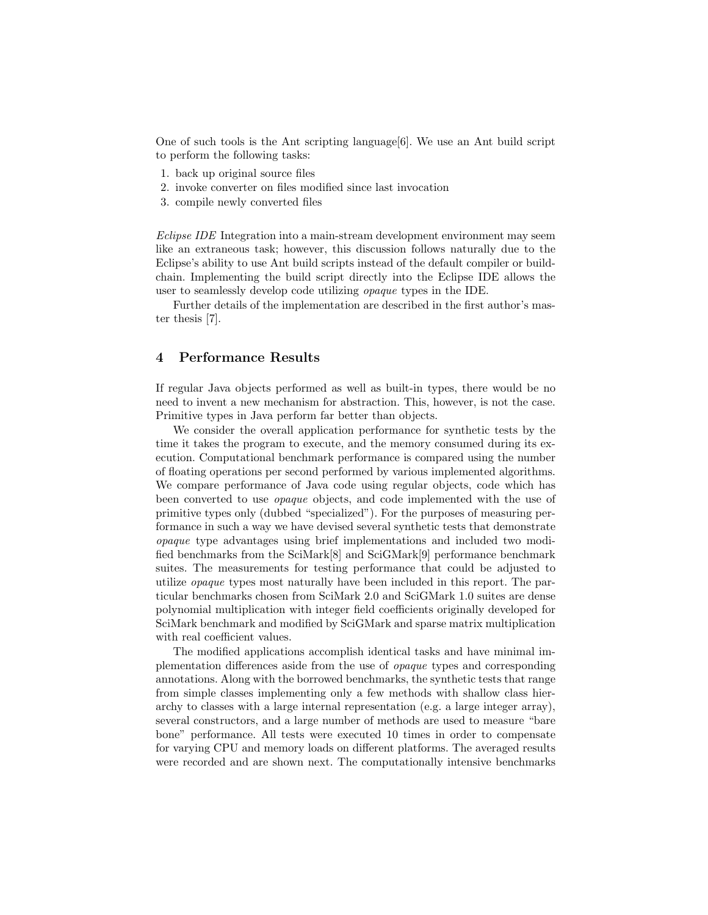One of such tools is the Ant scripting language[6]. We use an Ant build script to perform the following tasks:

1. back up original source files
2. invoke converter on files modified since last invocation
3. compile newly converted files

*Eclipse IDE* Integration into a main-stream development environment may seem like an extraneous task; however, this discussion follows naturally due to the Eclipse's ability to use Ant build scripts instead of the default compiler or build-chain. Implementing the build script directly into the Eclipse IDE allows the user to seamlessly develop code utilizing *opaque* types in the IDE.

Further details of the implementation are described in the first author's master thesis [7].

## 4 Performance Results

If regular Java objects performed as well as built-in types, there would be no need to invent a new mechanism for abstraction. This, however, is not the case. Primitive types in Java perform far better than objects.

We consider the overall application performance for synthetic tests by the time it takes the program to execute, and the memory consumed during its execution. Computational benchmark performance is compared using the number of floating operations per second performed by various implemented algorithms. We compare performance of Java code using regular objects, code which has been converted to use *opaque* objects, and code implemented with the use of primitive types only (dubbed "specialized"). For the purposes of measuring performance in such a way we have devised several synthetic tests that demonstrate *opaque* type advantages using brief implementations and included two modified benchmarks from the SciMark[8] and SciGMark[9] performance benchmark suites. The measurements for testing performance that could be adjusted to utilize *opaque* types most naturally have been included in this report. The particular benchmarks chosen from SciMark 2.0 and SciGMark 1.0 suites are dense polynomial multiplication with integer field coefficients originally developed for SciMark benchmark and modified by SciGMark and sparse matrix multiplication with real coefficient values.

The modified applications accomplish identical tasks and have minimal implementation differences aside from the use of *opaque* types and corresponding annotations. Along with the borrowed benchmarks, the synthetic tests that range from simple classes implementing only a few methods with shallow class hierarchy to classes with a large internal representation (e.g. a large integer array), several constructors, and a large number of methods are used to measure "bare bone" performance. All tests were executed 10 times in order to compensate for varying CPU and memory loads on different platforms. The averaged results were recorded and are shown next. The computationally intensive benchmarks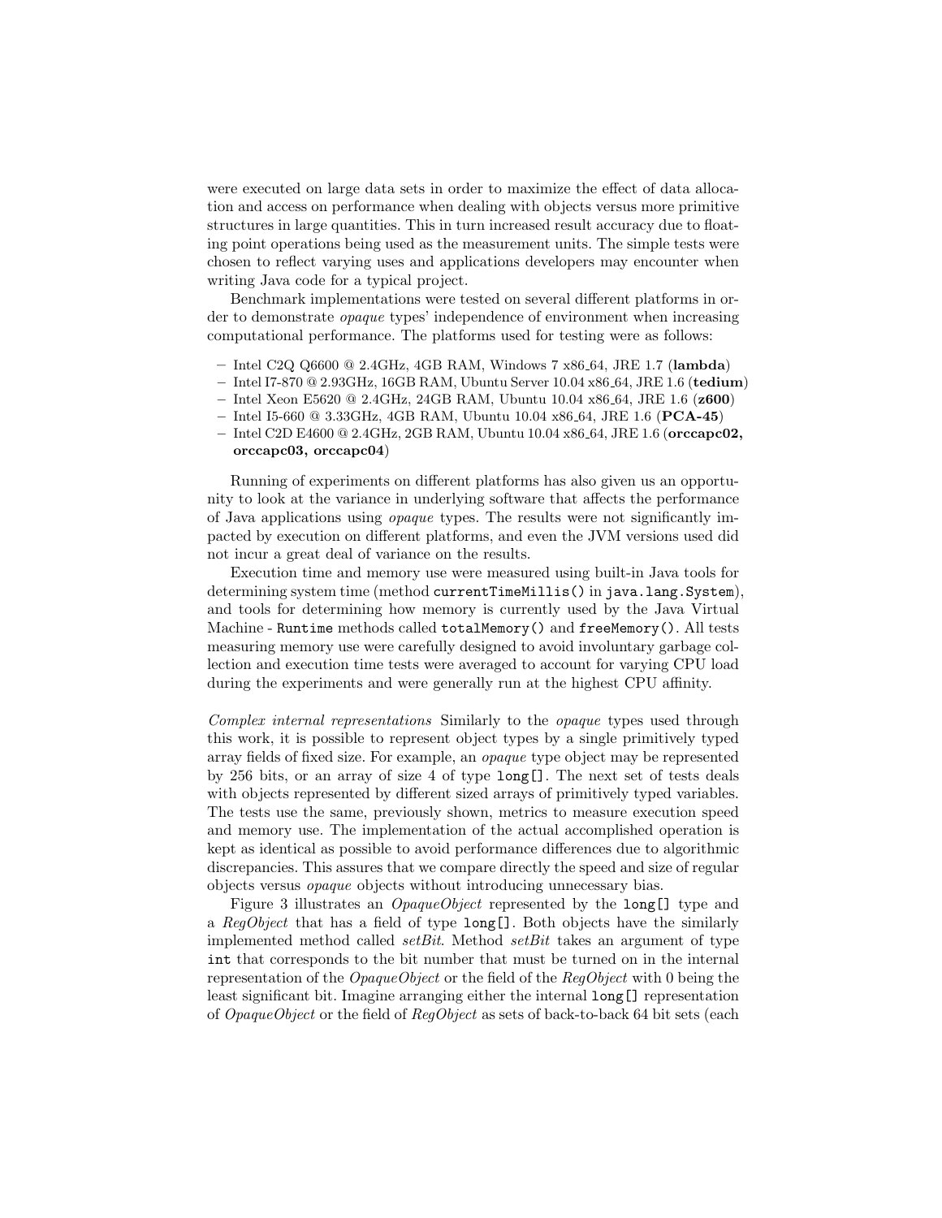were executed on large data sets in order to maximize the effect of data allocation and access on performance when dealing with objects versus more primitive structures in large quantities. This in turn increased result accuracy due to floating point operations being used as the measurement units. The simple tests were chosen to reflect varying uses and applications developers may encounter when writing Java code for a typical project.

Benchmark implementations were tested on several different platforms in order to demonstrate *opaque* types' independence of environment when increasing computational performance. The platforms used for testing were as follows:

- Intel C2Q Q6600 @ 2.4GHz, 4GB RAM, Windows 7 x86_64, JRE 1.7 (**lambda**)
- Intel I7-870 @ 2.93GHz, 16GB RAM, Ubuntu Server 10.04 x86_64, JRE 1.6 (**tedium**)
- Intel Xeon E5620 @ 2.4GHz, 24GB RAM, Ubuntu 10.04 x86_64, JRE 1.6 (**z600**)
- Intel I5-660 @ 3.33GHz, 4GB RAM, Ubuntu 10.04 x86_64, JRE 1.6 (**PCA-45**)
- Intel C2D E4600 @ 2.4GHz, 2GB RAM, Ubuntu 10.04 x86_64, JRE 1.6 (**orccapc02, orccapc03, orccapc04**)

Running of experiments on different platforms has also given us an opportunity to look at the variance in underlying software that affects the performance of Java applications using *opaque* types. The results were not significantly impacted by execution on different platforms, and even the JVM versions used did not incur a great deal of variance on the results.

Execution time and memory use were measured using built-in Java tools for determining system time (method `currentTimeMillis()` in `java.lang.System`), and tools for determining how memory is currently used by the Java Virtual Machine - `Runtime` methods called `totalMemory()` and `freeMemory()`. All tests measuring memory use were carefully designed to avoid involuntary garbage collection and execution time tests were averaged to account for varying CPU load during the experiments and were generally run at the highest CPU affinity.

*Complex internal representations* Similarly to the *opaque* types used through this work, it is possible to represent object types by a single primitively typed array fields of fixed size. For example, an *opaque* type object may be represented by 256 bits, or an array of size 4 of type `long[]`. The next set of tests deals with objects represented by different sized arrays of primitively typed variables. The tests use the same, previously shown, metrics to measure execution speed and memory use. The implementation of the actual accomplished operation is kept as identical as possible to avoid performance differences due to algorithmic discrepancies. This assures that we compare directly the speed and size of regular objects versus *opaque* objects without introducing unnecessary bias.

Figure 3 illustrates an *OpaqueObject* represented by the `long[]` type and a *RegObject* that has a field of type `long[]`. Both objects have the similarly implemented method called *setBit*. Method *setBit* takes an argument of type `int` that corresponds to the bit number that must be turned on in the internal representation of the *OpaqueObject* or the field of the *RegObject* with 0 being the least significant bit. Imagine arranging either the internal `long[]` representation of *OpaqueObject* or the field of *RegObject* as sets of back-to-back 64 bit sets (each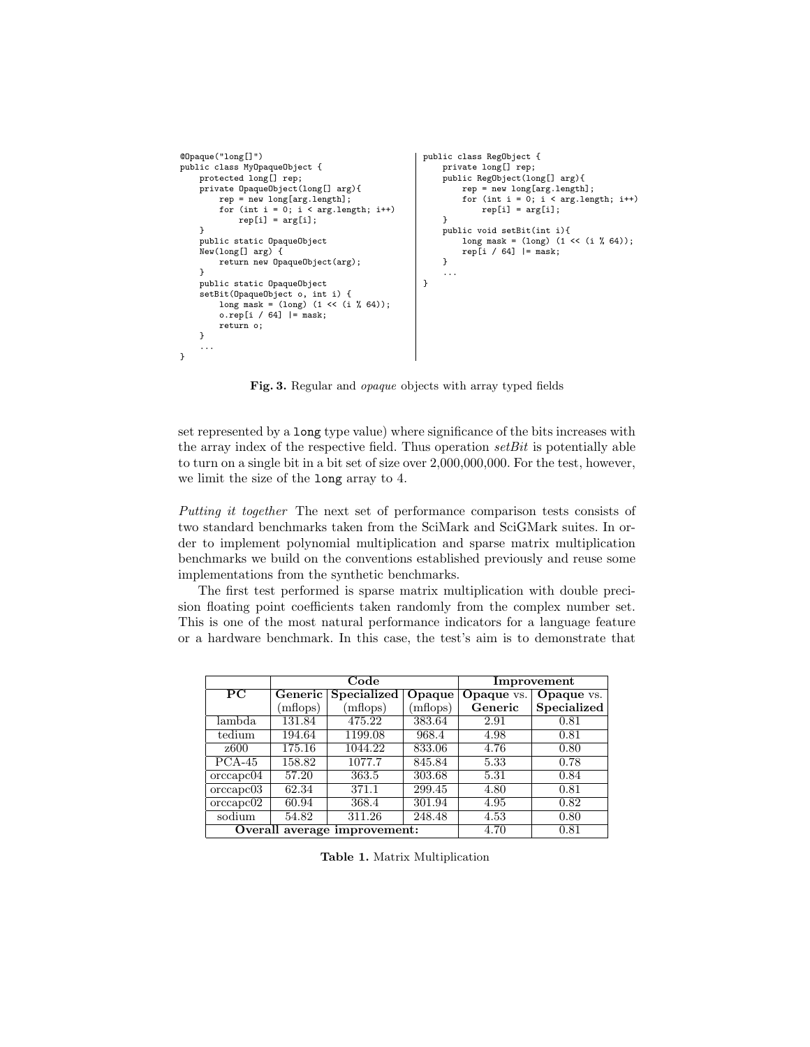```java
@Opaque("long[]")
public class MyOpaqueObject {
    protected long[] rep;
    private OpaqueObject(long[] arg){
        rep = new long[arg.length];
        for (int i = 0; i < arg.length; i++)
            rep[i] = arg[i];
    }
    public static OpaqueObject
    New(long[] arg) {
        return new OpaqueObject(arg);
    }
    public static OpaqueObject
    setBit(OpaqueObject o, int i) {
        long mask = (long) (1 << (i % 64));
        o.rep[i / 64] |= mask;
        return o;
    }
    ...
}
```

```java
public class RegObject {
    private long[] rep;
    public RegObject(long[] arg){
        rep = new long[arg.length];
        for (int i = 0; i < arg.length; i++)
            rep[i] = arg[i];
    }
    public void setBit(int i){
        long mask = (long) (1 << (i % 64));
        rep[i / 64] |= mask;
    }
    ...
}
```

**Fig. 3.** Regular and *opaque* objects with array typed fields

set represented by a `long` type value) where significance of the bits increases with the array index of the respective field. Thus operation *setBit* is potentially able to turn on a single bit in a bit set of size over 2,000,000,000. For the test, however, we limit the size of the `long` array to 4.

*Putting it together* The next set of performance comparison tests consists of two standard benchmarks taken from the SciMark and SciGMark suites. In order to implement polynomial multiplication and sparse matrix multiplication benchmarks we build on the conventions established previously and reuse some implementations from the synthetic benchmarks.

The first test performed is sparse matrix multiplication with double precision floating point coefficients taken randomly from the complex number set. This is one of the most natural performance indicators for a language feature or a hardware benchmark. In this case, the test's aim is to demonstrate that

| | Code | | | Improvement | |
|---|---|---|---|---|---|
| **PC** | **Generic** (mflops) | **Specialized** (mflops) | **Opaque** (mflops) | **Opaque** vs. **Generic** | **Opaque** vs. **Specialized** |
| lambda | 131.84 | 475.22 | 383.64 | 2.91 | 0.81 |
| tedium | 194.64 | 1199.08 | 968.4 | 4.98 | 0.81 |
| z600 | 175.16 | 1044.22 | 833.06 | 4.76 | 0.80 |
| PCA-45 | 158.82 | 1077.7 | 845.84 | 5.33 | 0.78 |
| orccapc04 | 57.20 | 363.5 | 303.68 | 5.31 | 0.84 |
| orccapc03 | 62.34 | 371.1 | 299.45 | 4.80 | 0.81 |
| orccapc02 | 60.94 | 368.4 | 301.94 | 4.95 | 0.82 |
| sodium | 54.82 | 311.26 | 248.48 | 4.53 | 0.80 |
| **Overall average improvement:** | | | | 4.70 | 0.81 |

**Table 1.** Matrix Multiplication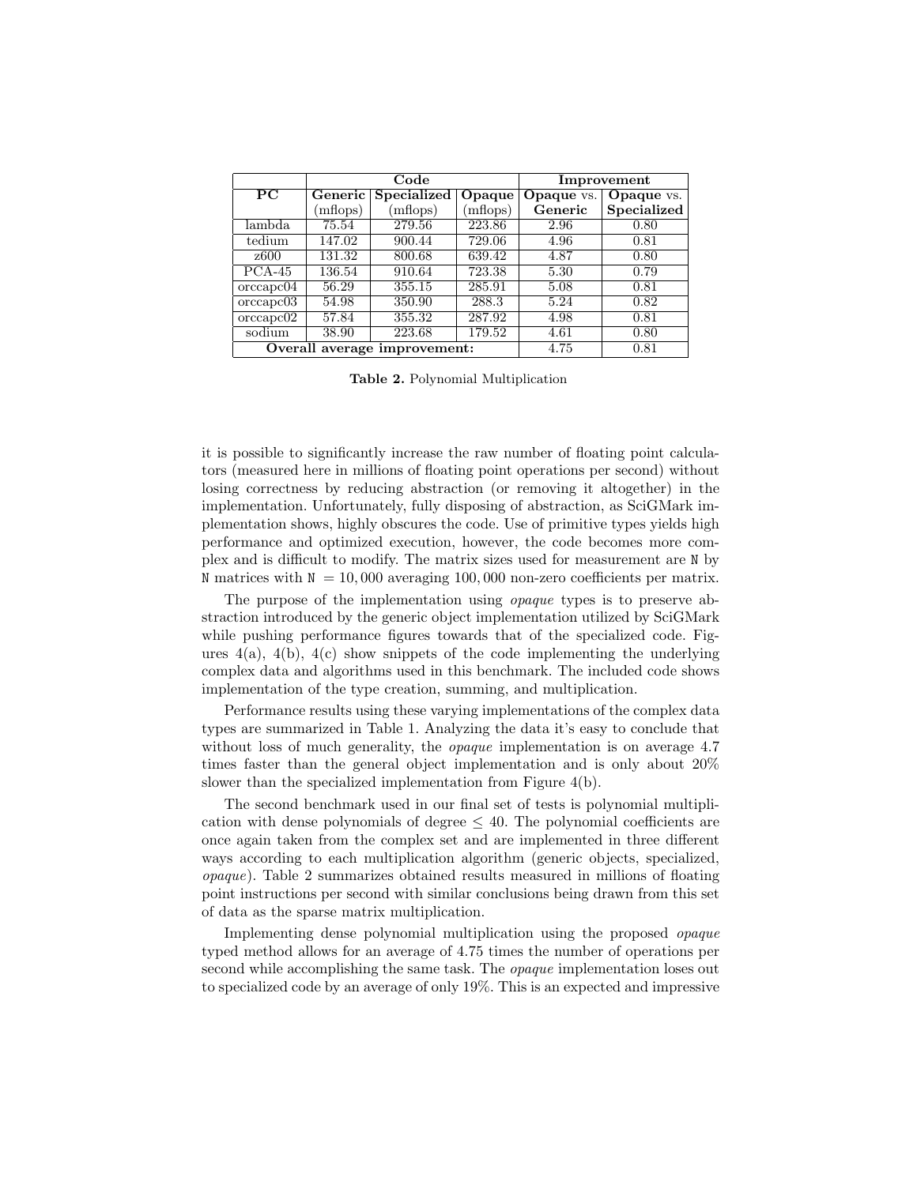| | Code | | | Improvement | |
|---|---|---|---|---|---|
| **PC** | **Generic** (mflops) | **Specialized** (mflops) | **Opaque** (mflops) | **Opaque** vs. **Generic** | **Opaque** vs. **Specialized** |
| lambda | 75.54 | 279.56 | 223.86 | 2.96 | 0.80 |
| tedium | 147.02 | 900.44 | 729.06 | 4.96 | 0.81 |
| z600 | 131.32 | 800.68 | 639.42 | 4.87 | 0.80 |
| PCA-45 | 136.54 | 910.64 | 723.38 | 5.30 | 0.79 |
| orccapc04 | 56.29 | 355.15 | 285.91 | 5.08 | 0.81 |
| orccapc03 | 54.98 | 350.90 | 288.3 | 5.24 | 0.82 |
| orccapc02 | 57.84 | 355.32 | 287.92 | 4.98 | 0.81 |
| sodium | 38.90 | 223.68 | 179.52 | 4.61 | 0.80 |
| **Overall average improvement:** | | | | 4.75 | 0.81 |

**Table 2.** Polynomial Multiplication

it is possible to significantly increase the raw number of floating point calculators (measured here in millions of floating point operations per second) without losing correctness by reducing abstraction (or removing it altogether) in the implementation. Unfortunately, fully disposing of abstraction, as SciGMark implementation shows, highly obscures the code. Use of primitive types yields high performance and optimized execution, however, the code becomes more complex and is difficult to modify. The matrix sizes used for measurement are `N` by `N` matrices with `N` $= 10,000$ averaging $100,000$ non-zero coefficients per matrix.

The purpose of the implementation using *opaque* types is to preserve abstraction introduced by the generic object implementation utilized by SciGMark while pushing performance figures towards that of the specialized code. Figures 4(a), 4(b), 4(c) show snippets of the code implementing the underlying complex data and algorithms used in this benchmark. The included code shows implementation of the type creation, summing, and multiplication.

Performance results using these varying implementations of the complex data types are summarized in Table 1. Analyzing the data it's easy to conclude that without loss of much generality, the *opaque* implementation is on average 4.7 times faster than the general object implementation and is only about 20% slower than the specialized implementation from Figure 4(b).

The second benchmark used in our final set of tests is polynomial multiplication with dense polynomials of degree $\leq 40$. The polynomial coefficients are once again taken from the complex set and are implemented in three different ways according to each multiplication algorithm (generic objects, specialized, *opaque*). Table 2 summarizes obtained results measured in millions of floating point instructions per second with similar conclusions being drawn from this set of data as the sparse matrix multiplication.

Implementing dense polynomial multiplication using the proposed *opaque* typed method allows for an average of 4.75 times the number of operations per second while accomplishing the same task. The *opaque* implementation loses out to specialized code by an average of only 19%. This is an expected and impressive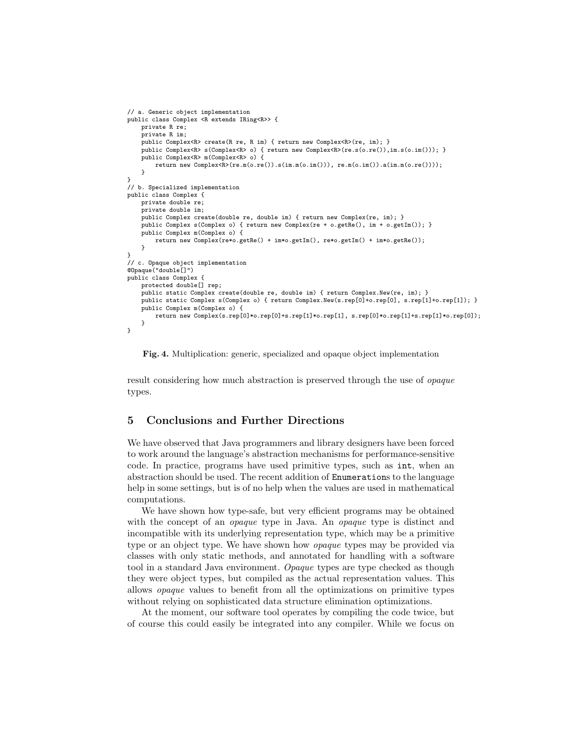```
// a. Generic object implementation
public class Complex <R extends IRing<R>> {
    private R re;
    private R im;
    public Complex<R> create(R re, R im) { return new Complex<R>(re, im); }
    public Complex<R> s(Complex<R> o) { return new Complex<R>(re.s(o.re()),im.s(o.im())); }
    public Complex<R> m(Complex<R> o) {
        return new Complex<R>(re.m(o.re()).s(im.m(o.im())), re.m(o.im()).a(im.m(o.re())));
    }
}
// b. Specialized implementation
public class Complex {
    private double re;
    private double im;
    public Complex create(double re, double im) { return new Complex(re, im); }
    public Complex s(Complex o) { return new Complex(re + o.getRe(), im + o.getIm()); }
    public Complex m(Complex o) {
        return new Complex(re*o.getRe() + im*o.getIm(), re*o.getIm() + im*o.getRe());
    }
}
// c. Opaque object implementation
@Opaque("double[]")
public class Complex {
    protected double[] rep;
    public static Complex create(double re, double im) { return Complex.New(re, im); }
    public static Complex s(Complex o) { return Complex.New(s.rep[0]+o.rep[0], s.rep[1]+o.rep[1]); }
    public Complex m(Complex o) {
        return new Complex(s.rep[0]*o.rep[0]+s.rep[1]*o.rep[1], s.rep[0]*o.rep[1]+s.rep[1]*o.rep[0]);
    }
}
```

**Fig. 4.** Multiplication: generic, specialized and opaque object implementation

result considering how much abstraction is preserved through the use of *opaque* types.

## 5 Conclusions and Further Directions

We have observed that Java programmers and library designers have been forced to work around the language's abstraction mechanisms for performance-sensitive code. In practice, programs have used primitive types, such as `int`, when an abstraction should be used. The recent addition of `Enumeration`s to the language help in some settings, but is of no help when the values are used in mathematical computations.

We have shown how type-safe, but very efficient programs may be obtained with the concept of an *opaque* type in Java. An *opaque* type is distinct and incompatible with its underlying representation type, which may be a primitive type or an object type. We have shown how *opaque* types may be provided via classes with only static methods, and annotated for handling with a software tool in a standard Java environment. *Opaque* types are type checked as though they were object types, but compiled as the actual representation values. This allows *opaque* values to benefit from all the optimizations on primitive types without relying on sophisticated data structure elimination optimizations.

At the moment, our software tool operates by compiling the code twice, but of course this could easily be integrated into any compiler. While we focus on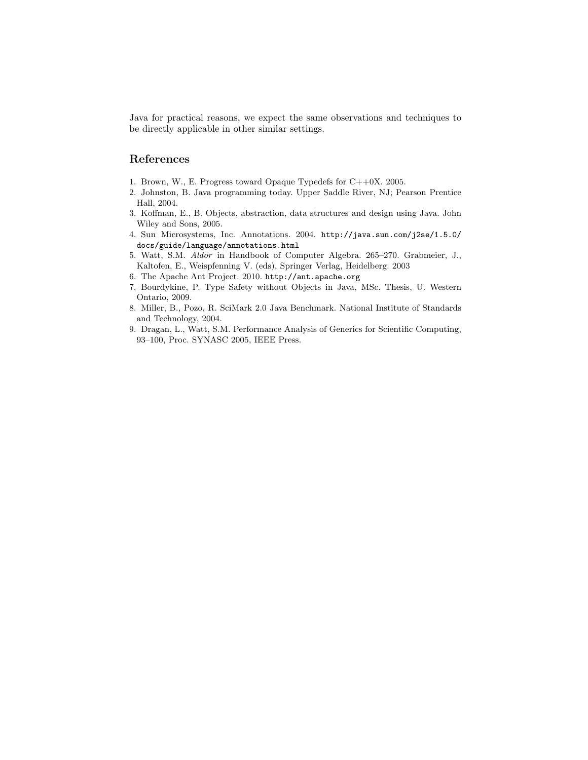Java for practical reasons, we expect the same observations and techniques to be directly applicable in other similar settings.

## References

1. Brown, W., E. Progress toward Opaque Typedefs for C++0X. 2005.
2. Johnston, B. Java programming today. Upper Saddle River, NJ; Pearson Prentice Hall, 2004.
3. Koffman, E., B. Objects, abstraction, data structures and design using Java. John Wiley and Sons, 2005.
4. Sun Microsystems, Inc. Annotations. 2004. `http://java.sun.com/j2se/1.5.0/docs/guide/language/annotations.html`
5. Watt, S.M. *Aldor* in Handbook of Computer Algebra. 265–270. Grabmeier, J., Kaltofen, E., Weispfenning V. (eds), Springer Verlag, Heidelberg. 2003
6. The Apache Ant Project. 2010. `http://ant.apache.org`
7. Bourdykine, P. Type Safety without Objects in Java, MSc. Thesis, U. Western Ontario, 2009.
8. Miller, B., Pozo, R. SciMark 2.0 Java Benchmark. National Institute of Standards and Technology, 2004.
9. Dragan, L., Watt, S.M. Performance Analysis of Generics for Scientific Computing, 93–100, Proc. SYNASC 2005, IEEE Press.